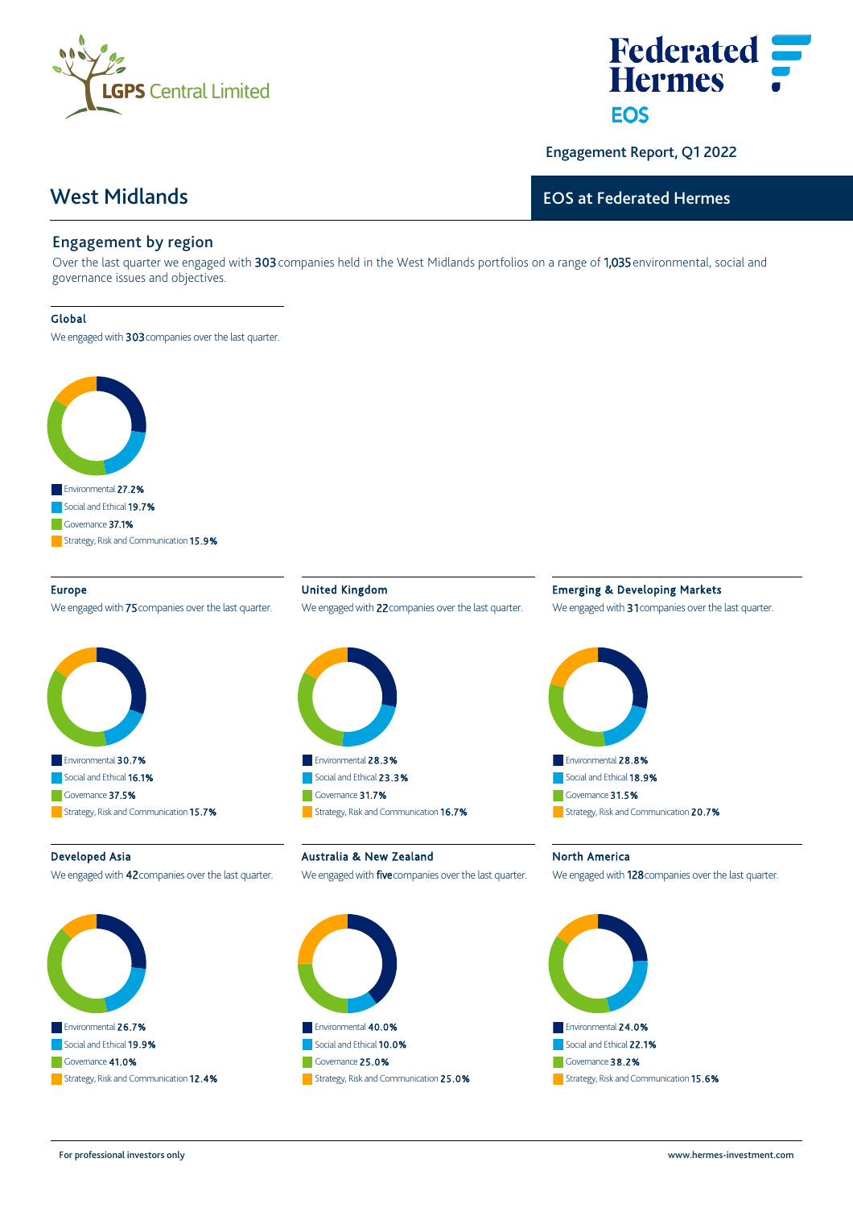Engagement Report, Q1 2022

# West Midlands

## EOS at Federated Hermes

## Engagement by region

Over the last quarter we engaged with **303** companies held in the West Midlands portfolios on a range of **1,035** environmental, social and governance issues and objectives.

### Global

We engaged with **303** companies over the last quarter.

- Environmental **27.2%**
- Social and Ethical **19.7%**
- Governance **37.1%**
- Strategy, Risk and Communication **15.9%**

### Europe

We engaged with **75** companies over the last quarter.

- Environmental **30.7%**
- Social and Ethical **16.1%**
- Governance **37.5%**
- Strategy, Risk and Communication **15.7%**

### United Kingdom

We engaged with **22** companies over the last quarter.

- Environmental **28.3%**
- Social and Ethical **23.3%**
- Governance **31.7%**
- Strategy, Risk and Communication **16.7%**

### Emerging & Developing Markets

We engaged with **31** companies over the last quarter.

- Environmental **28.8%**
- Social and Ethical **18.9%**
- Governance **31.5%**
- Strategy, Risk and Communication **20.7%**

### Developed Asia

We engaged with **42** companies over the last quarter.

- Environmental **26.7%**
- Social and Ethical **19.9%**
- Governance **41.0%**
- Strategy, Risk and Communication **12.4%**

### Australia & New Zealand

We engaged with **five** companies over the last quarter.

- Environmental **40.0%**
- Social and Ethical **10.0%**
- Governance **25.0%**
- Strategy, Risk and Communication **25.0%**

### North America

We engaged with **128** companies over the last quarter.

- Environmental **24.0%**
- Social and Ethical **22.1%**
- Governance **38.2%**
- Strategy, Risk and Communication **15.6%**

For professional investors only

www.hermes-investment.com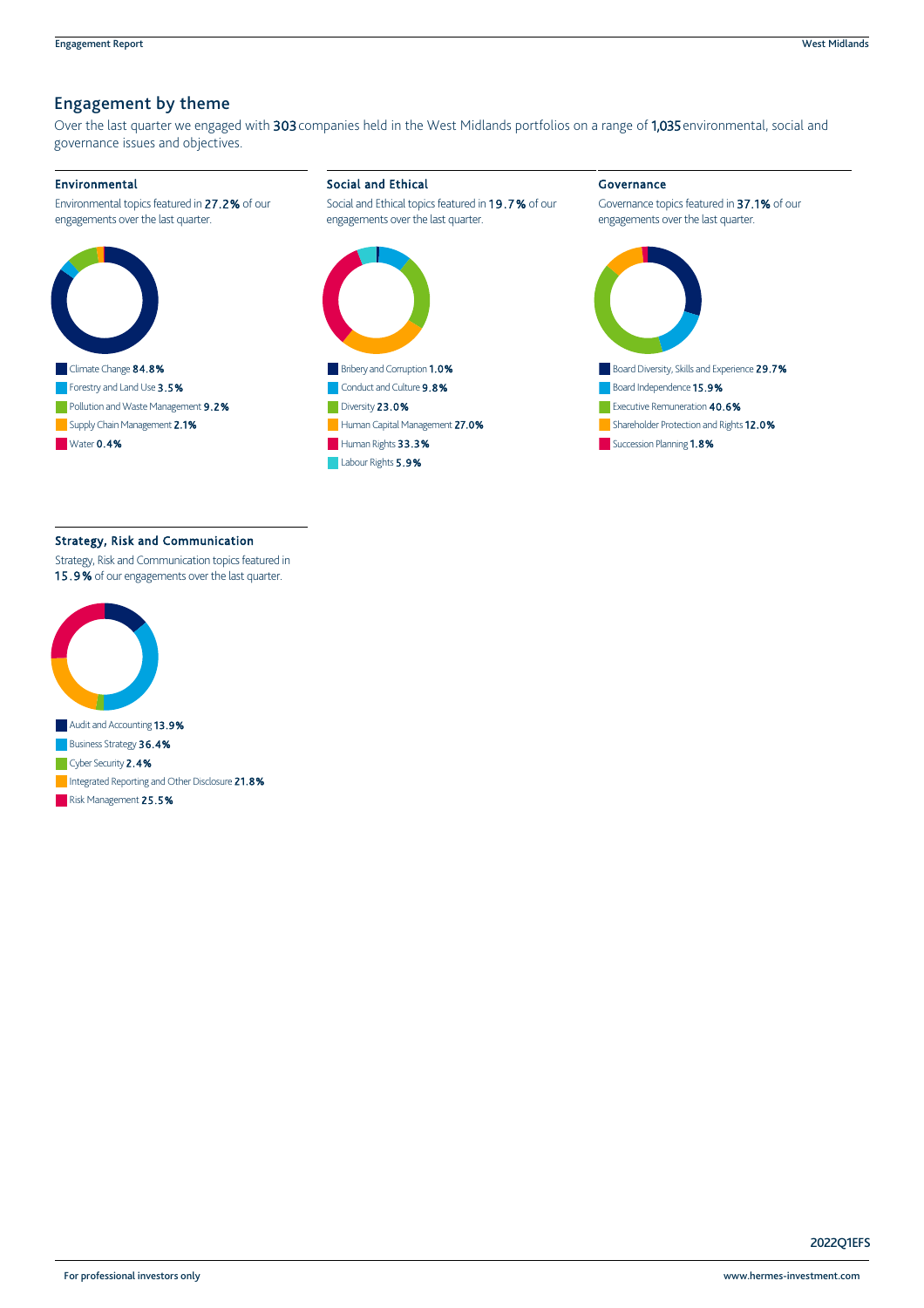## Engagement by theme

Over the last quarter we engaged with **303** companies held in the West Midlands portfolios on a range of **1,035** environmental, social and governance issues and objectives.

### Environmental

Environmental topics featured in **27.2%** of our engagements over the last quarter.

Climate Change **84.8%**
Forestry and Land Use **3.5%**
Pollution and Waste Management **9.2%**
Supply Chain Management **2.1%**
Water **0.4%**

### Social and Ethical

Social and Ethical topics featured in **19.7%** of our engagements over the last quarter.

Bribery and Corruption **1.0%**
Conduct and Culture **9.8%**
Diversity **23.0%**
Human Capital Management **27.0%**
Human Rights **33.3%**
Labour Rights **5.9%**

### Governance

Governance topics featured in **37.1%** of our engagements over the last quarter.

Board Diversity, Skills and Experience **29.7%**
Board Independence **15.9%**
Executive Remuneration **40.6%**
Shareholder Protection and Rights **12.0%**
Succession Planning **1.8%**

### Strategy, Risk and Communication

Strategy, Risk and Communication topics featured in **15.9%** of our engagements over the last quarter.

Audit and Accounting **13.9%**
Business Strategy **36.4%**
Cyber Security **2.4%**
Integrated Reporting and Other Disclosure **21.8%**
Risk Management **25.5%**

2022Q1EFS